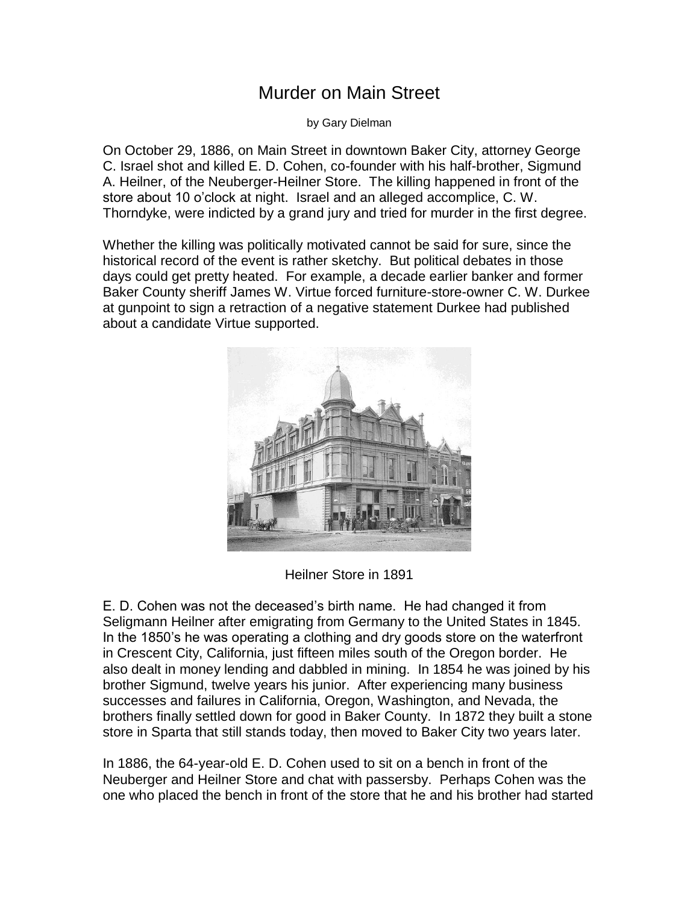# Murder on Main Street

by Gary Dielman

On October 29, 1886, on Main Street in downtown Baker City, attorney George C. Israel shot and killed E. D. Cohen, co-founder with his half-brother, Sigmund A. Heilner, of the Neuberger-Heilner Store. The killing happened in front of the store about 10 o'clock at night. Israel and an alleged accomplice, C. W. Thorndyke, were indicted by a grand jury and tried for murder in the first degree.

Whether the killing was politically motivated cannot be said for sure, since the historical record of the event is rather sketchy. But political debates in those days could get pretty heated. For example, a decade earlier banker and former Baker County sheriff James W. Virtue forced furniture-store-owner C. W. Durkee at gunpoint to sign a retraction of a negative statement Durkee had published about a candidate Virtue supported.

Heilner Store in 1891

E. D. Cohen was not the deceased's birth name. He had changed it from Seligmann Heilner after emigrating from Germany to the United States in 1845. In the 1850's he was operating a clothing and dry goods store on the waterfront in Crescent City, California, just fifteen miles south of the Oregon border. He also dealt in money lending and dabbled in mining. In 1854 he was joined by his brother Sigmund, twelve years his junior. After experiencing many business successes and failures in California, Oregon, Washington, and Nevada, the brothers finally settled down for good in Baker County. In 1872 they built a stone store in Sparta that still stands today, then moved to Baker City two years later.

In 1886, the 64-year-old E. D. Cohen used to sit on a bench in front of the Neuberger and Heilner Store and chat with passersby. Perhaps Cohen was the one who placed the bench in front of the store that he and his brother had started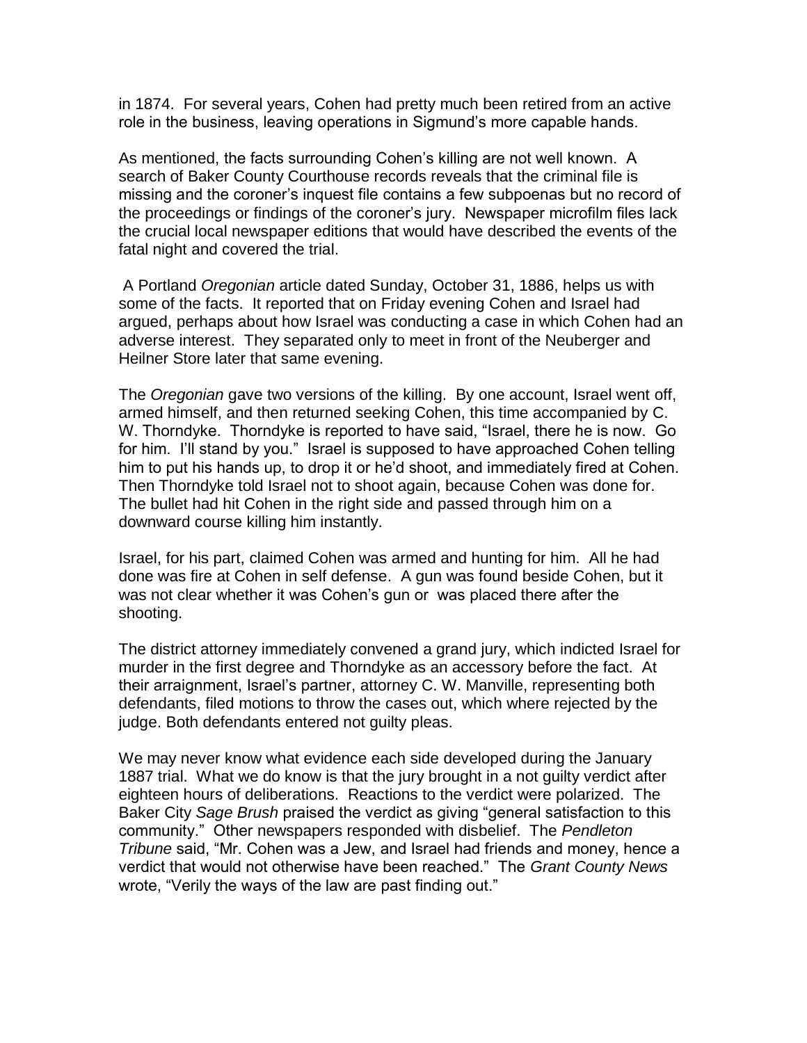in 1874. For several years, Cohen had pretty much been retired from an active role in the business, leaving operations in Sigmund's more capable hands.

As mentioned, the facts surrounding Cohen's killing are not well known. A search of Baker County Courthouse records reveals that the criminal file is missing and the coroner's inquest file contains a few subpoenas but no record of the proceedings or findings of the coroner's jury. Newspaper microfilm files lack the crucial local newspaper editions that would have described the events of the fatal night and covered the trial.

A Portland *Oregonian* article dated Sunday, October 31, 1886, helps us with some of the facts. It reported that on Friday evening Cohen and Israel had argued, perhaps about how Israel was conducting a case in which Cohen had an adverse interest. They separated only to meet in front of the Neuberger and Heilner Store later that same evening.

The *Oregonian* gave two versions of the killing. By one account, Israel went off, armed himself, and then returned seeking Cohen, this time accompanied by C. W. Thorndyke. Thorndyke is reported to have said, "Israel, there he is now. Go for him. I'll stand by you." Israel is supposed to have approached Cohen telling him to put his hands up, to drop it or he'd shoot, and immediately fired at Cohen. Then Thorndyke told Israel not to shoot again, because Cohen was done for. The bullet had hit Cohen in the right side and passed through him on a downward course killing him instantly.

Israel, for his part, claimed Cohen was armed and hunting for him. All he had done was fire at Cohen in self defense. A gun was found beside Cohen, but it was not clear whether it was Cohen's gun or was placed there after the shooting.

The district attorney immediately convened a grand jury, which indicted Israel for murder in the first degree and Thorndyke as an accessory before the fact. At their arraignment, Israel's partner, attorney C. W. Manville, representing both defendants, filed motions to throw the cases out, which where rejected by the judge. Both defendants entered not guilty pleas.

We may never know what evidence each side developed during the January 1887 trial. What we do know is that the jury brought in a not guilty verdict after eighteen hours of deliberations. Reactions to the verdict were polarized. The Baker City *Sage Brush* praised the verdict as giving "general satisfaction to this community." Other newspapers responded with disbelief. The *Pendleton Tribune* said, "Mr. Cohen was a Jew, and Israel had friends and money, hence a verdict that would not otherwise have been reached." The *Grant County News* wrote, "Verily the ways of the law are past finding out."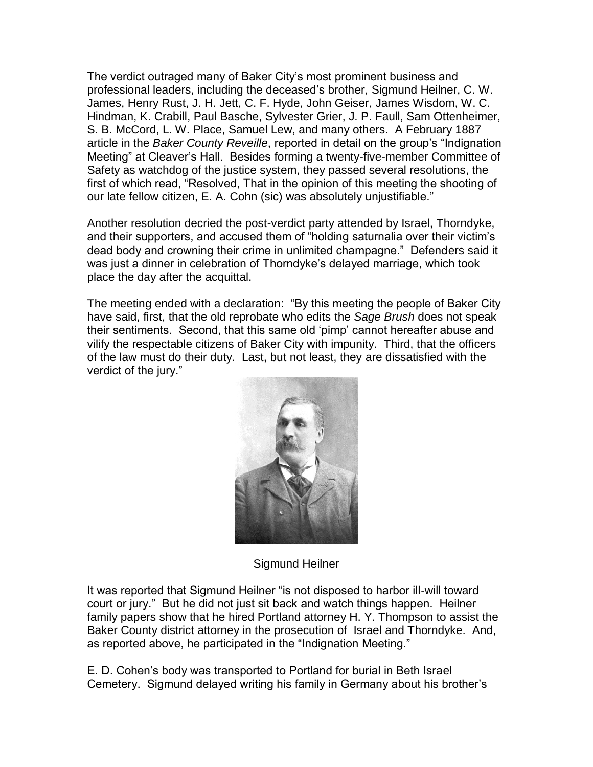The verdict outraged many of Baker City's most prominent business and professional leaders, including the deceased's brother, Sigmund Heilner, C. W. James, Henry Rust, J. H. Jett, C. F. Hyde, John Geiser, James Wisdom, W. C. Hindman, K. Crabill, Paul Basche, Sylvester Grier, J. P. Faull, Sam Ottenheimer, S. B. McCord, L. W. Place, Samuel Lew, and many others. A February 1887 article in the *Baker County Reveille*, reported in detail on the group's "Indignation Meeting" at Cleaver's Hall. Besides forming a twenty-five-member Committee of Safety as watchdog of the justice system, they passed several resolutions, the first of which read, "Resolved, That in the opinion of this meeting the shooting of our late fellow citizen, E. A. Cohn (sic) was absolutely unjustifiable."

Another resolution decried the post-verdict party attended by Israel, Thorndyke, and their supporters, and accused them of "holding saturnalia over their victim's dead body and crowning their crime in unlimited champagne." Defenders said it was just a dinner in celebration of Thorndyke's delayed marriage, which took place the day after the acquittal.

The meeting ended with a declaration: "By this meeting the people of Baker City have said, first, that the old reprobate who edits the *Sage Brush* does not speak their sentiments. Second, that this same old 'pimp' cannot hereafter abuse and vilify the respectable citizens of Baker City with impunity. Third, that the officers of the law must do their duty. Last, but not least, they are dissatisfied with the verdict of the jury."

Sigmund Heilner

It was reported that Sigmund Heilner "is not disposed to harbor ill-will toward court or jury." But he did not just sit back and watch things happen. Heilner family papers show that he hired Portland attorney H. Y. Thompson to assist the Baker County district attorney in the prosecution of Israel and Thorndyke. And, as reported above, he participated in the "Indignation Meeting."

E. D. Cohen's body was transported to Portland for burial in Beth Israel Cemetery. Sigmund delayed writing his family in Germany about his brother's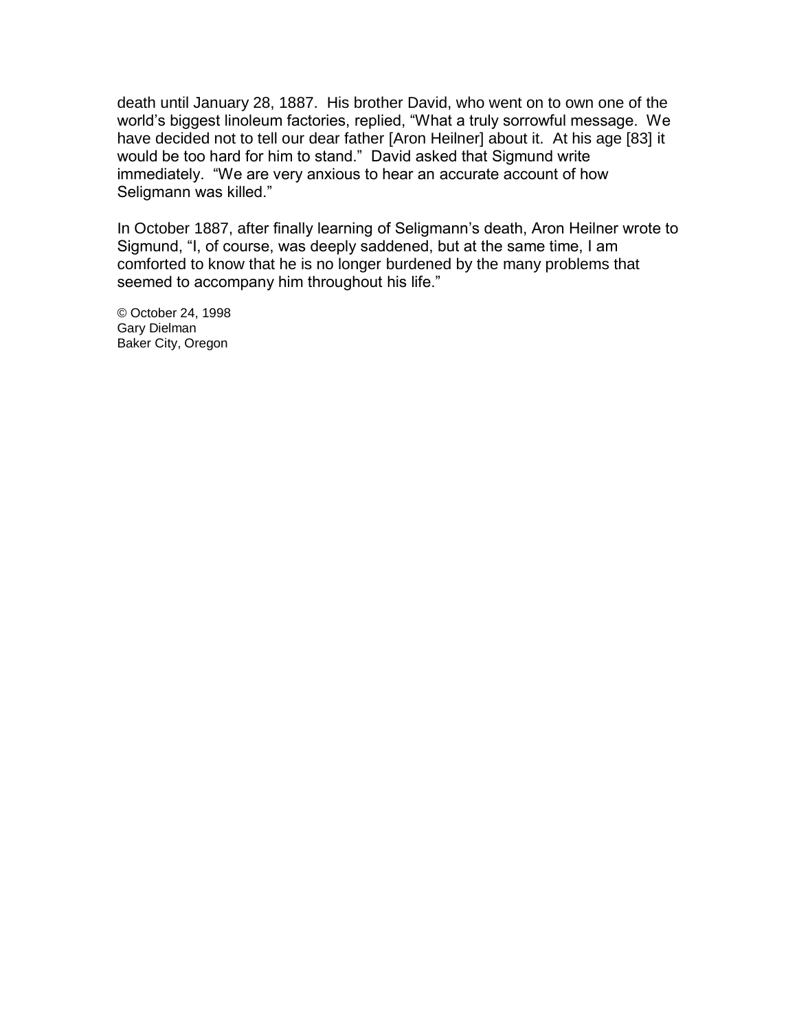death until January 28, 1887. His brother David, who went on to own one of the world's biggest linoleum factories, replied, "What a truly sorrowful message. We have decided not to tell our dear father [Aron Heilner] about it. At his age [83] it would be too hard for him to stand." David asked that Sigmund write immediately. "We are very anxious to hear an accurate account of how Seligmann was killed."

In October 1887, after finally learning of Seligmann's death, Aron Heilner wrote to Sigmund, "I, of course, was deeply saddened, but at the same time, I am comforted to know that he is no longer burdened by the many problems that seemed to accompany him throughout his life."

© October 24, 1998
Gary Dielman
Baker City, Oregon